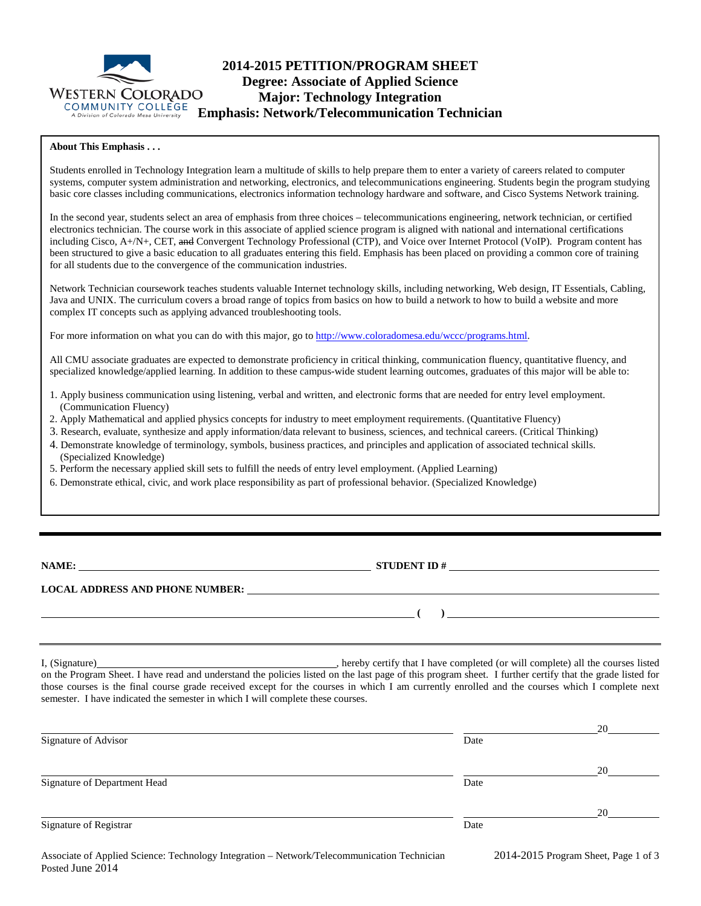# 2014-2015 PETITION/PROGRAM SHEET
## Degree: Associate of Applied Science
## Major: Technology Integration
## Emphasis: Network/Telecommunication Technician

**About This Emphasis . . .**

Students enrolled in Technology Integration learn a multitude of skills to help prepare them to enter a variety of careers related to computer systems, computer system administration and networking, electronics, and telecommunications engineering. Students begin the program studying basic core classes including communications, electronics information technology hardware and software, and Cisco Systems Network training.

In the second year, students select an area of emphasis from three choices – telecommunications engineering, network technician, or certified electronics technician. The course work in this associate of applied science program is aligned with national and international certifications including Cisco, A+/N+, CET, ~~and~~ Convergent Technology Professional (CTP), and Voice over Internet Protocol (VoIP). Program content has been structured to give a basic education to all graduates entering this field. Emphasis has been placed on providing a common core of training for all students due to the convergence of the communication industries.

Network Technician coursework teaches students valuable Internet technology skills, including networking, Web design, IT Essentials, Cabling, Java and UNIX. The curriculum covers a broad range of topics from basics on how to build a network to how to build a website and more complex IT concepts such as applying advanced troubleshooting tools.

For more information on what you can do with this major, go to http://www.coloradomesa.edu/wccc/programs.html.

All CMU associate graduates are expected to demonstrate proficiency in critical thinking, communication fluency, quantitative fluency, and specialized knowledge/applied learning. In addition to these campus-wide student learning outcomes, graduates of this major will be able to:

1. Apply business communication using listening, verbal and written, and electronic forms that are needed for entry level employment. (Communication Fluency)
2. Apply Mathematical and applied physics concepts for industry to meet employment requirements. (Quantitative Fluency)
3. Research, evaluate, synthesize and apply information/data relevant to business, sciences, and technical careers. (Critical Thinking)
4. Demonstrate knowledge of terminology, symbols, business practices, and principles and application of associated technical skills. (Specialized Knowledge)
5. Perform the necessary applied skill sets to fulfill the needs of entry level employment. (Applied Learning)
6. Demonstrate ethical, civic, and work place responsibility as part of professional behavior. (Specialized Knowledge)

---

**NAME:** ____________________ **STUDENT ID #** ____________________

**LOCAL ADDRESS AND PHONE NUMBER:** ____________________

____________________ **( )** ____________________

I, (Signature)____________________, hereby certify that I have completed (or will complete) all the courses listed on the Program Sheet. I have read and understand the policies listed on the last page of this program sheet. I further certify that the grade listed for those courses is the final course grade received except for the courses in which I am currently enrolled and the courses which I complete next semester. I have indicated the semester in which I will complete these courses.

____________________ Signature of Advisor &nbsp;&nbsp;&nbsp; ____________________ Date 20____

____________________ Signature of Department Head &nbsp;&nbsp;&nbsp; ____________________ Date 20____

____________________ Signature of Registrar &nbsp;&nbsp;&nbsp; ____________________ Date 20____

Associate of Applied Science: Technology Integration – Network/Telecommunication Technician
Posted June 2014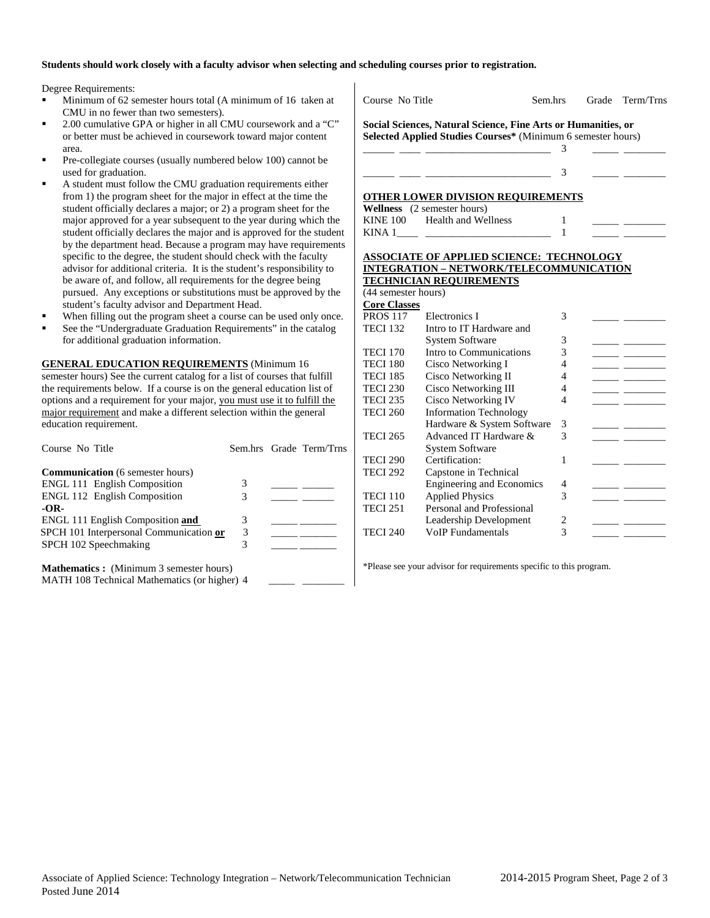**Students should work closely with a faculty advisor when selecting and scheduling courses prior to registration.**

Degree Requirements:

- Minimum of 62 semester hours total (A minimum of 16 taken at CMU in no fewer than two semesters).
- 2.00 cumulative GPA or higher in all CMU coursework and a "C" or better must be achieved in coursework toward major content area.
- Pre-collegiate courses (usually numbered below 100) cannot be used for graduation.
- A student must follow the CMU graduation requirements either from 1) the program sheet for the major in effect at the time the student officially declares a major; or 2) a program sheet for the major approved for a year subsequent to the year during which the student officially declares the major and is approved for the student by the department head. Because a program may have requirements specific to the degree, the student should check with the faculty advisor for additional criteria. It is the student's responsibility to be aware of, and follow, all requirements for the degree being pursued. Any exceptions or substitutions must be approved by the student's faculty advisor and Department Head.
- When filling out the program sheet a course can be used only once.
- See the "Undergraduate Graduation Requirements" in the catalog for additional graduation information.

**GENERAL EDUCATION REQUIREMENTS** (Minimum 16 semester hours) See the current catalog for a list of courses that fulfill the requirements below. If a course is on the general education list of options and a requirement for your major, you must use it to fulfill the major requirement and make a different selection within the general education requirement.

| Course No Title | Sem.hrs | Grade | Term/Trns |
|---|---|---|---|
| **Communication** (6 semester hours) | | | |
| ENGL 111 English Composition | 3 | _____ | ______ |
| ENGL 112 English Composition | 3 | _____ | ______ |
| **-OR-** | | | |
| ENGL 111 English Composition **and** | 3 | _____ | _______ |
| SPCH 101 Interpersonal Communication **or** | 3 | _____ | _______ |
| SPCH 102 Speechmaking | 3 | _____ | _______ |
| **Mathematics :** (Minimum 3 semester hours) | | | |
| MATH 108 Technical Mathematics (or higher) | 4 | _____ | ________ |

| Course No | Title | Sem.hrs | Grade | Term/Trns |
|---|---|---|---|---|
| **Social Sciences, Natural Science, Fine Arts or Humanities, or Selected Applied Studies Courses*** (Minimum 6 semester hours) | | | | |
| ______ ____ | ________________________ | 3 | _____ | ________ |
| ______ ____ | ________________________ | 3 | _____ | ________ |

**OTHER LOWER DIVISION REQUIREMENTS**

| Course No | Title | Sem.hrs | Grade | Term/Trns |
|---|---|---|---|---|
| **Wellness** (2 semester hours) | | | | |
| KINE 100 | Health and Wellness | 1 | _____ | ________ |
| KINA 1____ | ________________________ | 1 | _____ | ________ |

**ASSOCIATE OF APPLIED SCIENCE: TECHNOLOGY INTEGRATION – NETWORK/TELECOMMUNICATION TECHNICIAN REQUIREMENTS**

(44 semester hours)

| Course No | Title | Sem.hrs | Grade | Term/Trns |
|---|---|---|---|---|
| **Core Classes** | | | | |
| PROS 117 | Electronics I | 3 | _____ | ________ |
| TECI 132 | Intro to IT Hardware and System Software | 3 | _____ | ________ |
| TECI 170 | Intro to Communications | 3 | _____ | ________ |
| TECI 180 | Cisco Networking I | 4 | _____ | ________ |
| TECI 185 | Cisco Networking II | 4 | _____ | ________ |
| TECI 230 | Cisco Networking III | 4 | _____ | ________ |
| TECI 235 | Cisco Networking IV | 4 | _____ | ________ |
| TECI 260 | Information Technology Hardware & System Software | 3 | _____ | ________ |
| TECI 265 | Advanced IT Hardware & System Software | 3 | _____ | ________ |
| TECI 290 | Certification: | 1 | _____ | ________ |
| TECI 292 | Capstone in Technical Engineering and Economics | 4 | _____ | ________ |
| TECI 110 | Applied Physics | 3 | _____ | ________ |
| TECI 251 | Personal and Professional Leadership Development | 2 | _____ | ________ |
| TECI 240 | VoIP Fundamentals | 3 | _____ | ________ |

*Please see your advisor for requirements specific to this program.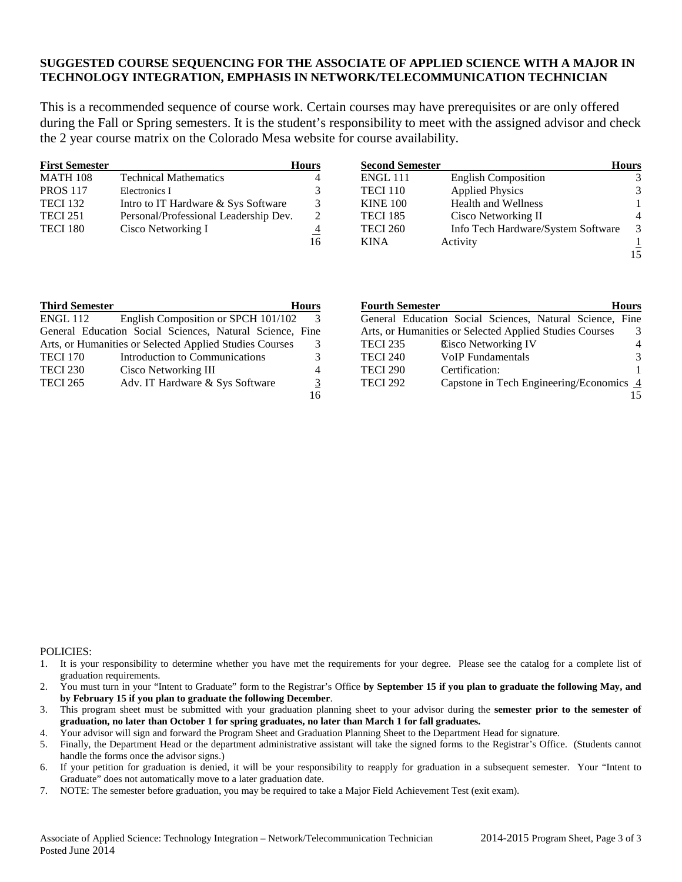**SUGGESTED COURSE SEQUENCING FOR THE ASSOCIATE OF APPLIED SCIENCE WITH A MAJOR IN TECHNOLOGY INTEGRATION, EMPHASIS IN NETWORK/TELECOMMUNICATION TECHNICIAN**

This is a recommended sequence of course work. Certain courses may have prerequisites or are only offered during the Fall or Spring semesters. It is the student's responsibility to meet with the assigned advisor and check the 2 year course matrix on the Colorado Mesa website for course availability.

| First Semester | | Hours |
|---|---|---|
| MATH 108 | Technical Mathematics | 4 |
| PROS 117 | Electronics I | 3 |
| TECI 132 | Intro to IT Hardware & Sys Software | 3 |
| TECI 251 | Personal/Professional Leadership Dev. | 2 |
| TECI 180 | Cisco Networking I | 4 |
| | | 16 |

| Second Semester | | Hours |
|---|---|---|
| ENGL 111 | English Composition | 3 |
| TECI 110 | Applied Physics | 3 |
| KINE 100 | Health and Wellness | 1 |
| TECI 185 | Cisco Networking II | 4 |
| TECI 260 | Info Tech Hardware/System Software | 3 |
| KINA | Activity | 1 |
| | | 15 |

| Third Semester | | Hours |
|---|---|---|
| ENGL 112 | English Composition or SPCH 101/102 | 3 |
| General Education Social Sciences, Natural Science, Fine Arts, or Humanities or Selected Applied Studies Courses | | 3 |
| TECI 170 | Introduction to Communications | 3 |
| TECI 230 | Cisco Networking III | 4 |
| TECI 265 | Adv. IT Hardware & Sys Software | 3 |
| | | 16 |

| Fourth Semester | | Hours |
|---|---|---|
| General Education Social Sciences, Natural Science, Fine Arts, or Humanities or Selected Applied Studies Courses | | 3 |
| TECI 235 | Cisco Networking IV | 4 |
| TECI 240 | VoIP Fundamentals | 3 |
| TECI 290 | Certification: | 1 |
| TECI 292 | Capstone in Tech Engineering/Economics | 4 |
| | | 15 |

POLICIES:

1. It is your responsibility to determine whether you have met the requirements for your degree. Please see the catalog for a complete list of graduation requirements.
2. You must turn in your "Intent to Graduate" form to the Registrar's Office **by September 15 if you plan to graduate the following May, and by February 15 if you plan to graduate the following December**.
3. This program sheet must be submitted with your graduation planning sheet to your advisor during the **semester prior to the semester of graduation, no later than October 1 for spring graduates, no later than March 1 for fall graduates.**
4. Your advisor will sign and forward the Program Sheet and Graduation Planning Sheet to the Department Head for signature.
5. Finally, the Department Head or the department administrative assistant will take the signed forms to the Registrar's Office. (Students cannot handle the forms once the advisor signs.)
6. If your petition for graduation is denied, it will be your responsibility to reapply for graduation in a subsequent semester. Your "Intent to Graduate" does not automatically move to a later graduation date.
7. NOTE: The semester before graduation, you may be required to take a Major Field Achievement Test (exit exam).

Associate of Applied Science: Technology Integration – Network/Telecommunication Technician
Posted June 2014